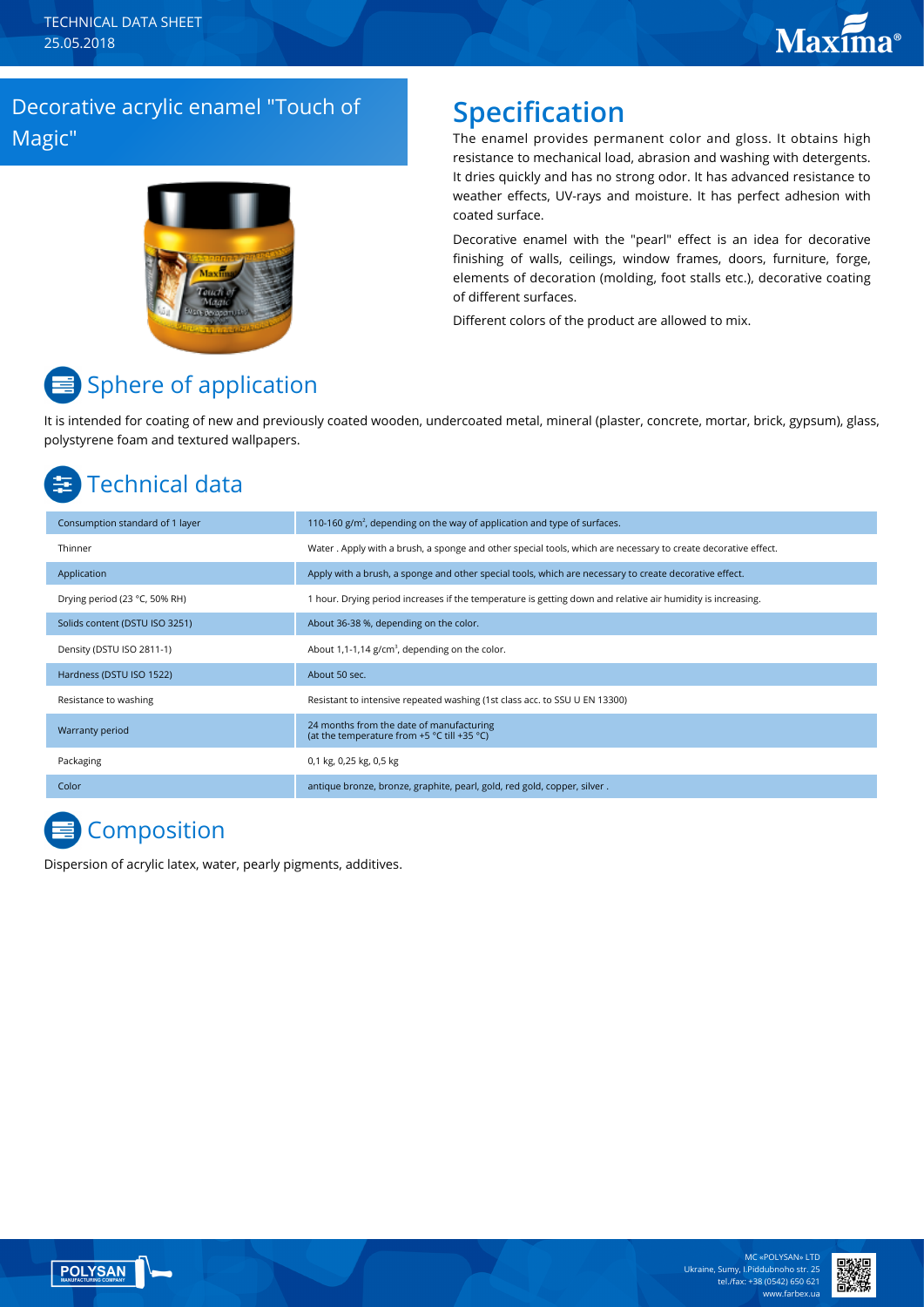TECHNICAL DATA SHEET
25.05.2018

# Decorative acrylic enamel "Touch of Magic"

## Specification

The enamel provides permanent color and gloss. It obtains high resistance to mechanical load, abrasion and washing with detergents. It dries quickly and has no strong odor. It has advanced resistance to weather effects, UV-rays and moisture. It has perfect adhesion with coated surface.

Decorative enamel with the "pearl" effect is an idea for decorative finishing of walls, ceilings, window frames, doors, furniture, forge, elements of decoration (molding, foot stalls etc.), decorative coating of different surfaces.

Different colors of the product are allowed to mix.

## Sphere of application

It is intended for coating of new and previously coated wooden, undercoated metal, mineral (plaster, concrete, mortar, brick, gypsum), glass, polystyrene foam and textured wallpapers.

## Technical data

| | |
|---|---|
| Consumption standard of 1 layer | 110-160 g/m², depending on the way of application and type of surfaces. |
| Thinner | Water . Apply with a brush, a sponge and other special tools, which are necessary to create decorative effect. |
| Application | Apply with a brush, a sponge and other special tools, which are necessary to create decorative effect. |
| Drying period (23 °C, 50% RH) | 1 hour. Drying period increases if the temperature is getting down and relative air humidity is increasing. |
| Solids content (DSTU ISO 3251) | About 36-38 %, depending on the color. |
| Density (DSTU ISO 2811-1) | About 1,1-1,14 g/cm³, depending on the color. |
| Hardness (DSTU ISO 1522) | About 50 sec. |
| Resistance to washing | Resistant to intensive repeated washing (1st class acc. to SSU U EN 13300) |
| Warranty period | 24 months from the date of manufacturing (at the temperature from +5 °C till +35 °C) |
| Packaging | 0,1 kg, 0,25 kg, 0,5 kg |
| Color | antique bronze, bronze, graphite, pearl, gold, red gold, copper, silver . |

## Composition

Dispersion of acrylic latex, water, pearly pigments, additives.

MC «POLYSAN» LTD
Ukraine, Sumy, I.Piddubnoho str. 25
tel./fax: +38 (0542) 650 621
www.farbex.ua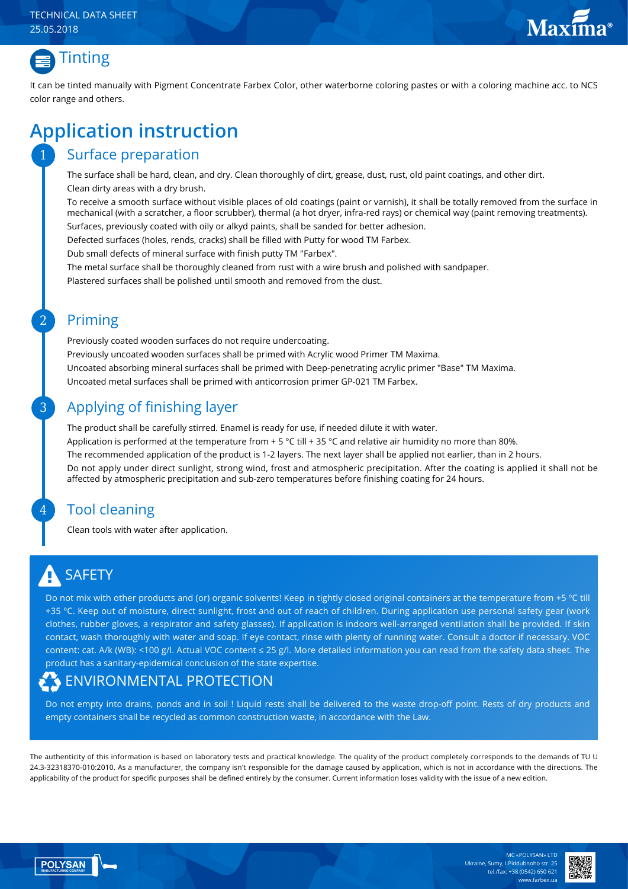## Tinting

It can be tinted manually with Pigment Concentrate Farbex Color, other waterborne coloring pastes or with a coloring machine acc. to NCS color range and others.

# Application instruction

## 1 Surface preparation

The surface shall be hard, clean, and dry. Clean thoroughly of dirt, grease, dust, rust, old paint coatings, and other dirt.
Clean dirty areas with a dry brush.
To receive a smooth surface without visible places of old coatings (paint or varnish), it shall be totally removed from the surface in mechanical (with a scratcher, a floor scrubber), thermal (a hot dryer, infra-red rays) or chemical way (paint removing treatments).
Surfaces, previously coated with oily or alkyd paints, shall be sanded for better adhesion.
Defected surfaces (holes, rends, cracks) shall be filled with Putty for wood TM Farbex.
Dub small defects of mineral surface with finish putty TM "Farbex".
The metal surface shall be thoroughly cleaned from rust with a wire brush and polished with sandpaper.
Plastered surfaces shall be polished until smooth and removed from the dust.

## 2 Priming

Previously coated wooden surfaces do not require undercoating.
Previously uncoated wooden surfaces shall be primed with Acrylic wood Primer TM Maxima.
Uncoated absorbing mineral surfaces shall be primed with Deep-penetrating acrylic primer "Base" TM Maxima.
Uncoated metal surfaces shall be primed with anticorrosion primer GP-021 TM Farbex.

## 3 Applying of finishing layer

The product shall be carefully stirred. Enamel is ready for use, if needed dilute it with water.
Application is performed at the temperature from + 5 °C till + 35 °C and relative air humidity no more than 80%.
The recommended application of the product is 1-2 layers. The next layer shall be applied not earlier, than in 2 hours.
Do not apply under direct sunlight, strong wind, frost and atmospheric precipitation. After the coating is applied it shall not be affected by atmospheric precipitation and sub-zero temperatures before finishing coating for 24 hours.

## 4 Tool cleaning

Clean tools with water after application.

## SAFETY

Do not mix with other products and (or) organic solvents! Keep in tightly closed original containers at the temperature from +5 °C till +35 °C. Keep out of moisture, direct sunlight, frost and out of reach of children. During application use personal safety gear (work clothes, rubber gloves, a respirator and safety glasses). If application is indoors well-arranged ventilation shall be provided. If skin contact, wash thoroughly with water and soap. If eye contact, rinse with plenty of running water. Consult a doctor if necessary. VOC content: cat. A/k (WB): <100 g/l. Actual VOC content ≤ 25 g/l. More detailed information you can read from the safety data sheet. The product has a sanitary-epidemical conclusion of the state expertise.

## ENVIRONMENTAL PROTECTION

Do not empty into drains, ponds and in soil ! Liquid rests shall be delivered to the waste drop-off point. Rests of dry products and empty containers shall be recycled as common construction waste, in accordance with the Law.

The authenticity of this information is based on laboratory tests and practical knowledge. The quality of the product completely corresponds to the demands of TU U 24.3-32318370-010:2010. As a manufacturer, the company isn't responsible for the damage caused by application, which is not in accordance with the directions. The applicability of the product for specific purposes shall be defined entirely by the consumer. Current information loses validity with the issue of a new edition.

MC «POLYSAN» LTD
Ukraine, Sumy, I.Piddubnoho str. 25
tel./fax: +38 (0542) 650 621
www.farbex.ua